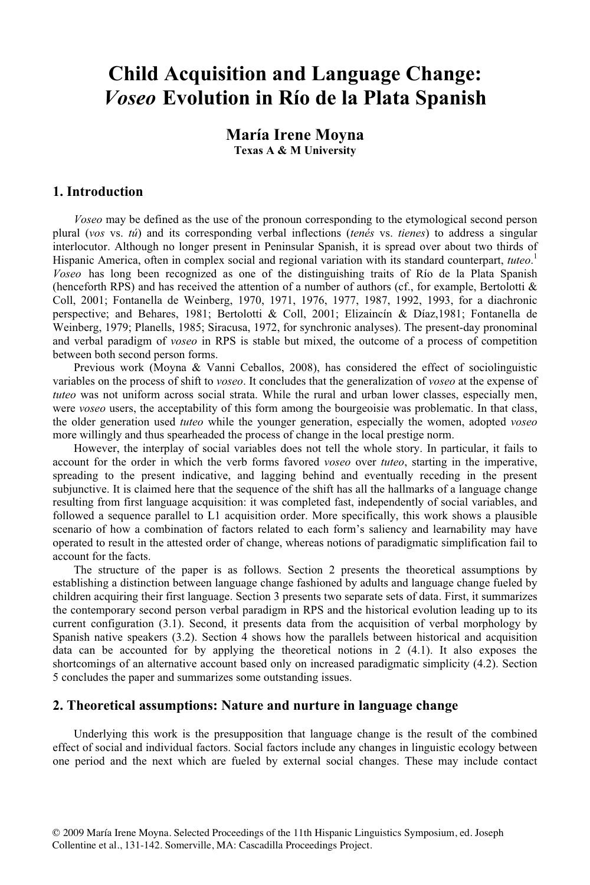# Child Acquisition and Language Change: *Voseo* Evolution in Río de la Plata Spanish

**María Irene Moyna**
**Texas A & M University**

## 1. Introduction

*Voseo* may be defined as the use of the pronoun corresponding to the etymological second person plural (*vos* vs. *tú*) and its corresponding verbal inflections (*tenés* vs. *tienes*) to address a singular interlocutor. Although no longer present in Peninsular Spanish, it is spread over about two thirds of Hispanic America, often in complex social and regional variation with its standard counterpart, *tuteo*.[1] *Voseo* has long been recognized as one of the distinguishing traits of Río de la Plata Spanish (henceforth RPS) and has received the attention of a number of authors (cf., for example, Bertolotti & Coll, 2001; Fontanella de Weinberg, 1970, 1971, 1976, 1977, 1987, 1992, 1993, for a diachronic perspective; and Behares, 1981; Bertolotti & Coll, 2001; Elizaincín & Díaz,1981; Fontanella de Weinberg, 1979; Planells, 1985; Siracusa, 1972, for synchronic analyses). The present-day pronominal and verbal paradigm of *voseo* in RPS is stable but mixed, the outcome of a process of competition between both second person forms.

Previous work (Moyna & Vanni Ceballos, 2008), has considered the effect of sociolinguistic variables on the process of shift to *voseo*. It concludes that the generalization of *voseo* at the expense of *tuteo* was not uniform across social strata. While the rural and urban lower classes, especially men, were *voseo* users, the acceptability of this form among the bourgeoisie was problematic. In that class, the older generation used *tuteo* while the younger generation, especially the women, adopted *voseo* more willingly and thus spearheaded the process of change in the local prestige norm.

However, the interplay of social variables does not tell the whole story. In particular, it fails to account for the order in which the verb forms favored *voseo* over *tuteo*, starting in the imperative, spreading to the present indicative, and lagging behind and eventually receding in the present subjunctive. It is claimed here that the sequence of the shift has all the hallmarks of a language change resulting from first language acquisition: it was completed fast, independently of social variables, and followed a sequence parallel to L1 acquisition order. More specifically, this work shows a plausible scenario of how a combination of factors related to each form's saliency and learnability may have operated to result in the attested order of change, whereas notions of paradigmatic simplification fail to account for the facts.

The structure of the paper is as follows. Section 2 presents the theoretical assumptions by establishing a distinction between language change fashioned by adults and language change fueled by children acquiring their first language. Section 3 presents two separate sets of data. First, it summarizes the contemporary second person verbal paradigm in RPS and the historical evolution leading up to its current configuration (3.1). Second, it presents data from the acquisition of verbal morphology by Spanish native speakers (3.2). Section 4 shows how the parallels between historical and acquisition data can be accounted for by applying the theoretical notions in 2 (4.1). It also exposes the shortcomings of an alternative account based only on increased paradigmatic simplicity (4.2). Section 5 concludes the paper and summarizes some outstanding issues.

## 2. Theoretical assumptions: Nature and nurture in language change

Underlying this work is the presupposition that language change is the result of the combined effect of social and individual factors. Social factors include any changes in linguistic ecology between one period and the next which are fueled by external social changes. These may include contact

© 2009 María Irene Moyna. Selected Proceedings of the 11th Hispanic Linguistics Symposium, ed. Joseph Collentine et al., 131-142. Somerville, MA: Cascadilla Proceedings Project.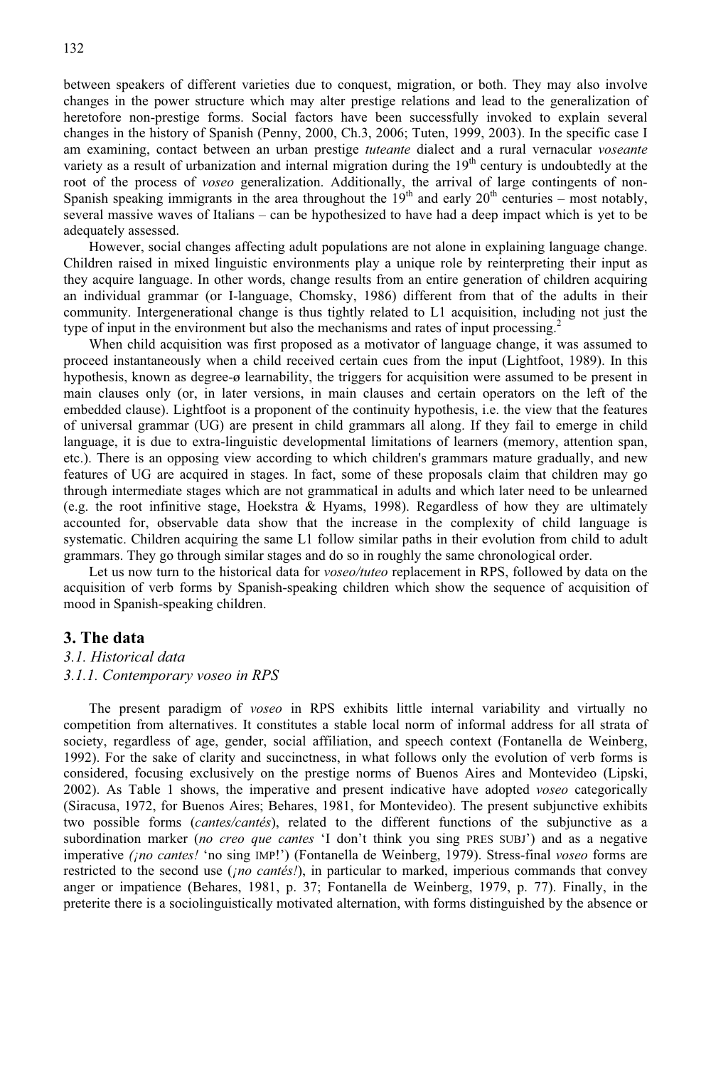between speakers of different varieties due to conquest, migration, or both. They may also involve changes in the power structure which may alter prestige relations and lead to the generalization of heretofore non-prestige forms. Social factors have been successfully invoked to explain several changes in the history of Spanish (Penny, 2000, Ch.3, 2006; Tuten, 1999, 2003). In the specific case I am examining, contact between an urban prestige *tuteante* dialect and a rural vernacular *voseante* variety as a result of urbanization and internal migration during the 19th century is undoubtedly at the root of the process of *voseo* generalization. Additionally, the arrival of large contingents of non-Spanish speaking immigrants in the area throughout the 19th and early 20th centuries – most notably, several massive waves of Italians – can be hypothesized to have had a deep impact which is yet to be adequately assessed.

However, social changes affecting adult populations are not alone in explaining language change. Children raised in mixed linguistic environments play a unique role by reinterpreting their input as they acquire language. In other words, change results from an entire generation of children acquiring an individual grammar (or I-language, Chomsky, 1986) different from that of the adults in their community. Intergenerational change is thus tightly related to L1 acquisition, including not just the type of input in the environment but also the mechanisms and rates of input processing.[2]

When child acquisition was first proposed as a motivator of language change, it was assumed to proceed instantaneously when a child received certain cues from the input (Lightfoot, 1989). In this hypothesis, known as degree-ø learnability, the triggers for acquisition were assumed to be present in main clauses only (or, in later versions, in main clauses and certain operators on the left of the embedded clause). Lightfoot is a proponent of the continuity hypothesis, i.e. the view that the features of universal grammar (UG) are present in child grammars all along. If they fail to emerge in child language, it is due to extra-linguistic developmental limitations of learners (memory, attention span, etc.). There is an opposing view according to which children's grammars mature gradually, and new features of UG are acquired in stages. In fact, some of these proposals claim that children may go through intermediate stages which are not grammatical in adults and which later need to be unlearned (e.g. the root infinitive stage, Hoekstra & Hyams, 1998). Regardless of how they are ultimately accounted for, observable data show that the increase in the complexity of child language is systematic. Children acquiring the same L1 follow similar paths in their evolution from child to adult grammars. They go through similar stages and do so in roughly the same chronological order.

Let us now turn to the historical data for *voseo/tuteo* replacement in RPS, followed by data on the acquisition of verb forms by Spanish-speaking children which show the sequence of acquisition of mood in Spanish-speaking children.

## 3. The data

### *3.1. Historical data*

#### *3.1.1. Contemporary voseo in RPS*

The present paradigm of *voseo* in RPS exhibits little internal variability and virtually no competition from alternatives. It constitutes a stable local norm of informal address for all strata of society, regardless of age, gender, social affiliation, and speech context (Fontanella de Weinberg, 1992). For the sake of clarity and succinctness, in what follows only the evolution of verb forms is considered, focusing exclusively on the prestige norms of Buenos Aires and Montevideo (Lipski, 2002). As Table 1 shows, the imperative and present indicative have adopted *voseo* categorically (Siracusa, 1972, for Buenos Aires; Behares, 1981, for Montevideo). The present subjunctive exhibits two possible forms (*cantes/cantés*), related to the different functions of the subjunctive as a subordination marker (*no creo que cantes* 'I don't think you sing PRES SUBJ') and as a negative imperative *(¡no cantes!* 'no sing IMP!') (Fontanella de Weinberg, 1979). Stress-final *voseo* forms are restricted to the second use (*¡no cantés!*), in particular to marked, imperious commands that convey anger or impatience (Behares, 1981, p. 37; Fontanella de Weinberg, 1979, p. 77). Finally, in the preterite there is a sociolinguistically motivated alternation, with forms distinguished by the absence or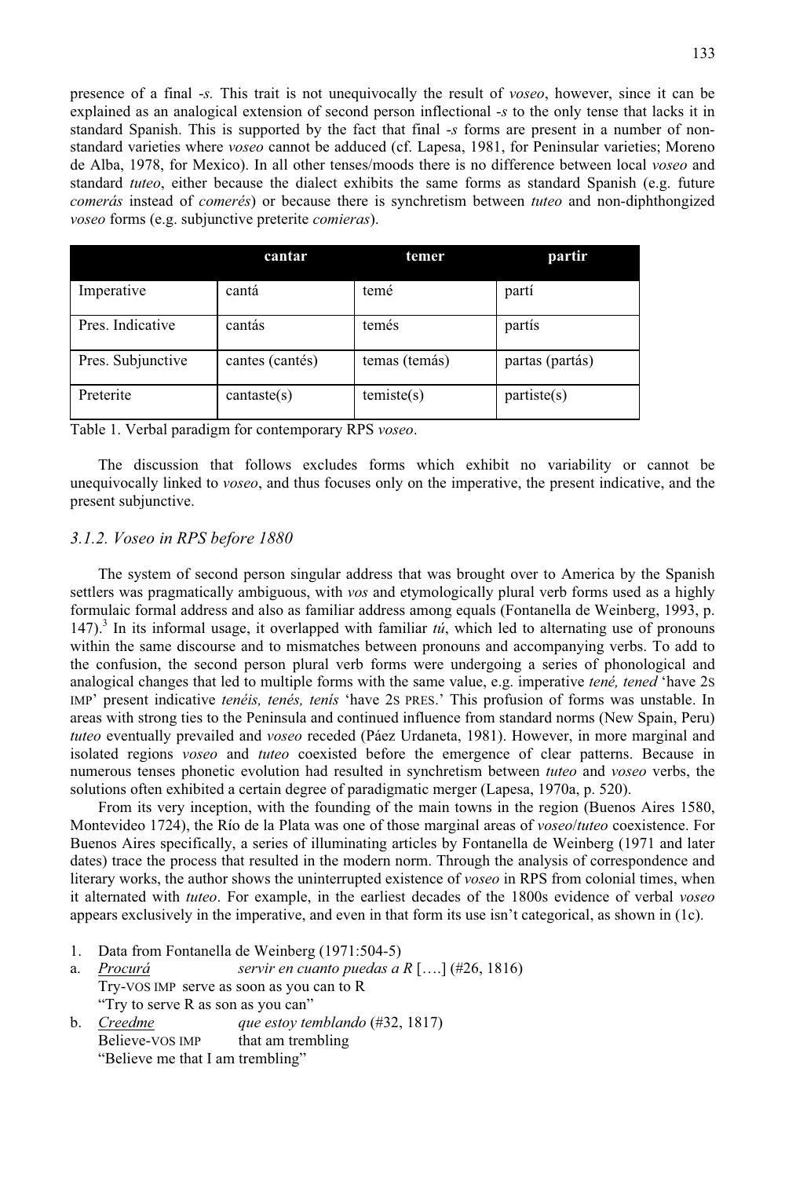presence of a final *-s.* This trait is not unequivocally the result of *voseo*, however, since it can be explained as an analogical extension of second person inflectional *-s* to the only tense that lacks it in standard Spanish. This is supported by the fact that final *-s* forms are present in a number of non-standard varieties where *voseo* cannot be adduced (cf. Lapesa, 1981, for Peninsular varieties; Moreno de Alba, 1978, for Mexico). In all other tenses/moods there is no difference between local *voseo* and standard *tuteo*, either because the dialect exhibits the same forms as standard Spanish (e.g. future *comerás* instead of *comerés*) or because there is synchretism between *tuteo* and non-diphthongized *voseo* forms (e.g. subjunctive preterite *comieras*).

| | **cantar** | **temer** | **partir** |
|---|---|---|---|
| Imperative | cantá | temé | partí |
| Pres. Indicative | cantás | temés | partís |
| Pres. Subjunctive | cantes (cantés) | temas (temás) | partas (partás) |
| Preterite | cantaste(s) | temiste(s) | partiste(s) |

Table 1. Verbal paradigm for contemporary RPS *voseo*.

The discussion that follows excludes forms which exhibit no variability or cannot be unequivocally linked to *voseo*, and thus focuses only on the imperative, the present indicative, and the present subjunctive.

### *3.1.2. Voseo in RPS before 1880*

The system of second person singular address that was brought over to America by the Spanish settlers was pragmatically ambiguous, with *vos* and etymologically plural verb forms used as a highly formulaic formal address and also as familiar address among equals (Fontanella de Weinberg, 1993, p. 147).[3] In its informal usage, it overlapped with familiar *tú*, which led to alternating use of pronouns within the same discourse and to mismatches between pronouns and accompanying verbs. To add to the confusion, the second person plural verb forms were undergoing a series of phonological and analogical changes that led to multiple forms with the same value, e.g. imperative *tené, tened* 'have 2S IMP' present indicative *tenéis, tenés, tenís* 'have 2S PRES.' This profusion of forms was unstable. In areas with strong ties to the Peninsula and continued influence from standard norms (New Spain, Peru) *tuteo* eventually prevailed and *voseo* receded (Páez Urdaneta, 1981). However, in more marginal and isolated regions *voseo* and *tuteo* coexisted before the emergence of clear patterns. Because in numerous tenses phonetic evolution had resulted in synchretism between *tuteo* and *voseo* verbs, the solutions often exhibited a certain degree of paradigmatic merger (Lapesa, 1970a, p. 520).

From its very inception, with the founding of the main towns in the region (Buenos Aires 1580, Montevideo 1724), the Río de la Plata was one of those marginal areas of *voseo*/*tuteo* coexistence. For Buenos Aires specifically, a series of illuminating articles by Fontanella de Weinberg (1971 and later dates) trace the process that resulted in the modern norm. Through the analysis of correspondence and literary works, the author shows the uninterrupted existence of *voseo* in RPS from colonial times, when it alternated with *tuteo*. For example, in the earliest decades of the 1800s evidence of verbal *voseo* appears exclusively in the imperative, and even in that form its use isn't categorical, as shown in (1c).

1. Data from Fontanella de Weinberg (1971:504-5)

a. *Procurá* *servir en cuanto puedas a R* [….] (#26, 1816)
Try-VOS IMP serve as soon as you can to R
"Try to serve R as son as you can"

b. *Creedme* *que estoy temblando* (#32, 1817)
Believe-VOS IMP that am trembling
"Believe me that I am trembling"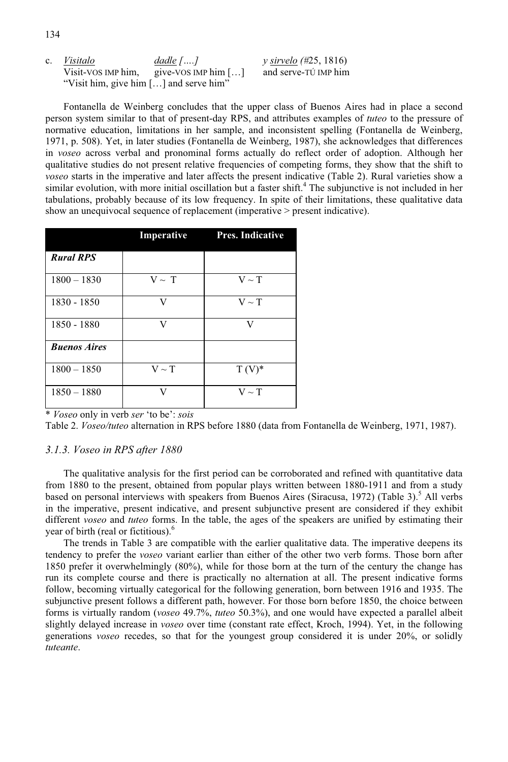c. *Visitalo* *dadle […..]* *y sirvelo* (#25, 1816)
Visit-VOS IMP him, give-VOS IMP him […] and serve-TÚ IMP him
"Visit him, give him […] and serve him"

Fontanella de Weinberg concludes that the upper class of Buenos Aires had in place a second person system similar to that of present-day RPS, and attributes examples of *tuteo* to the pressure of normative education, limitations in her sample, and inconsistent spelling (Fontanella de Weinberg, 1971, p. 508). Yet, in later studies (Fontanella de Weinberg, 1987), she acknowledges that differences in *voseo* across verbal and pronominal forms actually do reflect order of adoption. Although her qualitative studies do not present relative frequencies of competing forms, they show that the shift to *voseo* starts in the imperative and later affects the present indicative (Table 2). Rural varieties show a similar evolution, with more initial oscillation but a faster shift.[4] The subjunctive is not included in her tabulations, probably because of its low frequency. In spite of their limitations, these qualitative data show an unequivocal sequence of replacement (imperative > present indicative).

| | Imperative | Pres. Indicative |
|---|---|---|
| ***Rural RPS*** | | |
| 1800 – 1830 | V ~ T | V ~ T |
| 1830 - 1850 | V | V ~ T |
| 1850 - 1880 | V | V |
| ***Buenos Aires*** | | |
| 1800 – 1850 | V ~ T | T (V)* |
| 1850 – 1880 | V | V ~ T |

\* *Voseo* only in verb *ser* 'to be': *sois*

Table 2. *Voseo/tuteo* alternation in RPS before 1880 (data from Fontanella de Weinberg, 1971, 1987).

### *3.1.3. Voseo in RPS after 1880*

The qualitative analysis for the first period can be corroborated and refined with quantitative data from 1880 to the present, obtained from popular plays written between 1880-1911 and from a study based on personal interviews with speakers from Buenos Aires (Siracusa, 1972) (Table 3).[5] All verbs in the imperative, present indicative, and present subjunctive present are considered if they exhibit different *voseo* and *tuteo* forms. In the table, the ages of the speakers are unified by estimating their year of birth (real or fictitious).[6]

The trends in Table 3 are compatible with the earlier qualitative data. The imperative deepens its tendency to prefer the *voseo* variant earlier than either of the other two verb forms. Those born after 1850 prefer it overwhelmingly (80%), while for those born at the turn of the century the change has run its complete course and there is practically no alternation at all. The present indicative forms follow, becoming virtually categorical for the following generation, born between 1916 and 1935. The subjunctive present follows a different path, however. For those born before 1850, the choice between forms is virtually random (*voseo* 49.7%, *tuteo* 50.3%), and one would have expected a parallel albeit slightly delayed increase in *voseo* over time (constant rate effect, Kroch, 1994). Yet, in the following generations *voseo* recedes, so that for the youngest group considered it is under 20%, or solidly *tuteante*.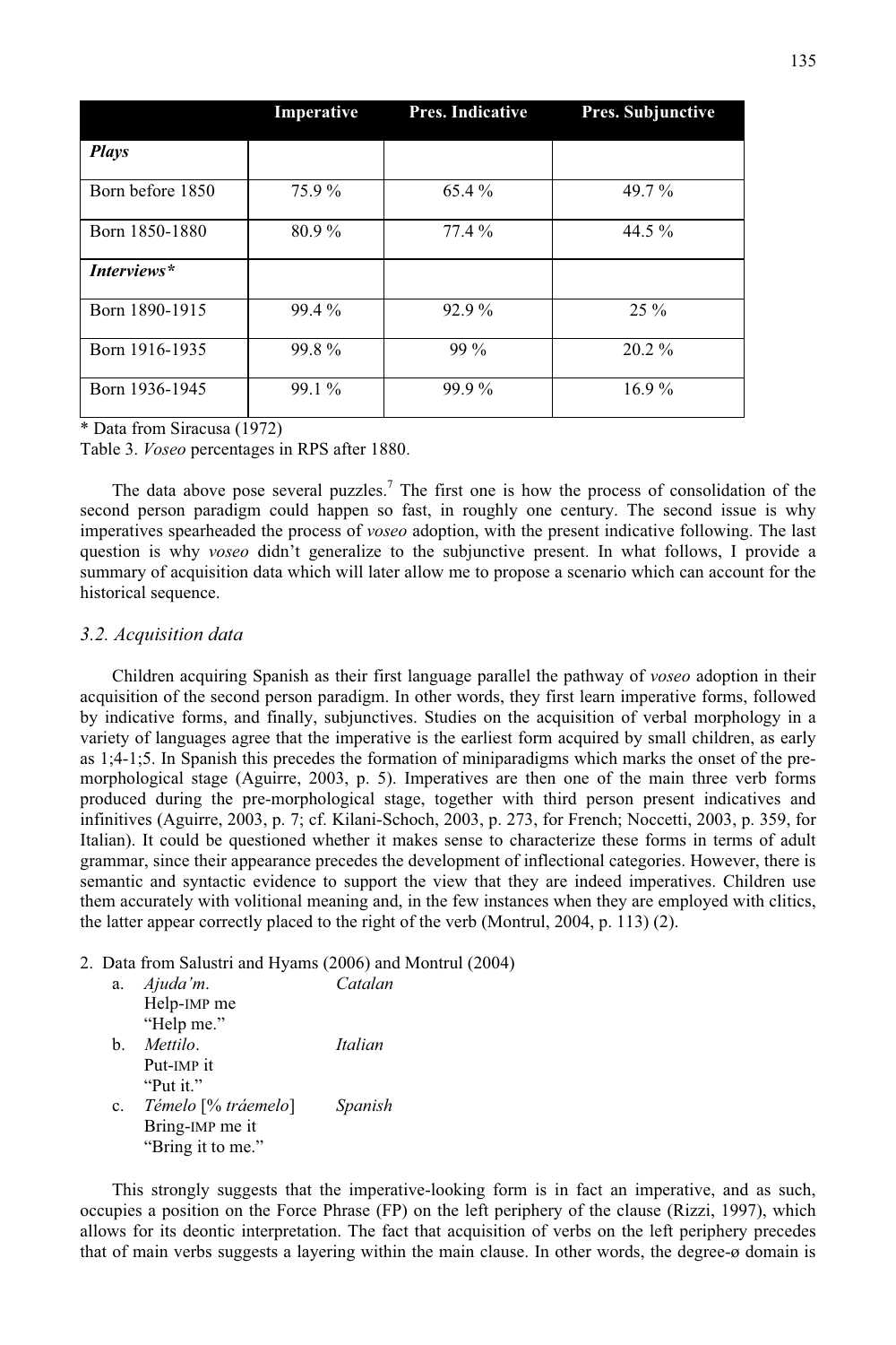| | Imperative | Pres. Indicative | Pres. Subjunctive |
|---|---|---|---|
| ***Plays*** | | | |
| Born before 1850 | 75.9 % | 65.4 % | 49.7 % |
| Born 1850-1880 | 80.9 % | 77.4 % | 44.5 % |
| ***Interviews**** | | | |
| Born 1890-1915 | 99.4 % | 92.9 % | 25 % |
| Born 1916-1935 | 99.8 % | 99 % | 20.2 % |
| Born 1936-1945 | 99.1 % | 99.9 % | 16.9 % |

\* Data from Siracusa (1972)

Table 3. *Voseo* percentages in RPS after 1880.

The data above pose several puzzles.[7] The first one is how the process of consolidation of the second person paradigm could happen so fast, in roughly one century. The second issue is why imperatives spearheaded the process of *voseo* adoption, with the present indicative following. The last question is why *voseo* didn't generalize to the subjunctive present. In what follows, I provide a summary of acquisition data which will later allow me to propose a scenario which can account for the historical sequence.

### 3.2. Acquisition data

Children acquiring Spanish as their first language parallel the pathway of *voseo* adoption in their acquisition of the second person paradigm. In other words, they first learn imperative forms, followed by indicative forms, and finally, subjunctives. Studies on the acquisition of verbal morphology in a variety of languages agree that the imperative is the earliest form acquired by small children, as early as 1;4-1;5. In Spanish this precedes the formation of miniparadigms which marks the onset of the pre-morphological stage (Aguirre, 2003, p. 5). Imperatives are then one of the main three verb forms produced during the pre-morphological stage, together with third person present indicatives and infinitives (Aguirre, 2003, p. 7; cf. Kilani-Schoch, 2003, p. 273, for French; Noccetti, 2003, p. 359, for Italian). It could be questioned whether it makes sense to characterize these forms in terms of adult grammar, since their appearance precedes the development of inflectional categories. However, there is semantic and syntactic evidence to support the view that they are indeed imperatives. Children use them accurately with volitional meaning and, in the few instances when they are employed with clitics, the latter appear correctly placed to the right of the verb (Montrul, 2004, p. 113) (2).

2. Data from Salustri and Hyams (2006) and Montrul (2004)
   a. *Ajuda'm*. — *Catalan*
      Help-IMP me
      "Help me."
   b. *Mettilo*. — *Italian*
      Put-IMP it
      "Put it."
   c. *Témelo* [% *tráemelo*] — *Spanish*
      Bring-IMP me it
      "Bring it to me."

This strongly suggests that the imperative-looking form is in fact an imperative, and as such, occupies a position on the Force Phrase (FP) on the left periphery of the clause (Rizzi, 1997), which allows for its deontic interpretation. The fact that acquisition of verbs on the left periphery precedes that of main verbs suggests a layering within the main clause. In other words, the degree-ø domain is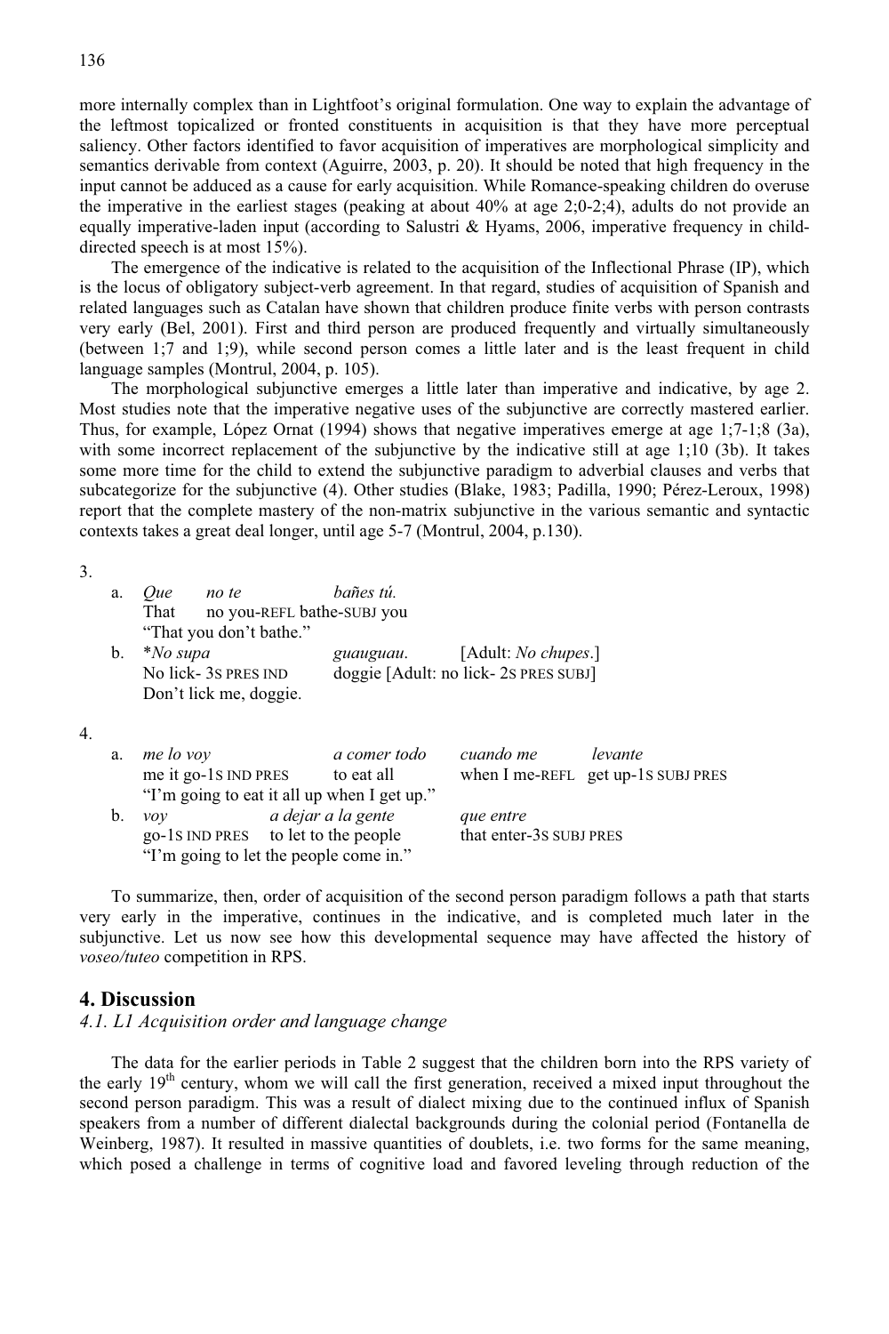more internally complex than in Lightfoot's original formulation. One way to explain the advantage of the leftmost topicalized or fronted constituents in acquisition is that they have more perceptual saliency. Other factors identified to favor acquisition of imperatives are morphological simplicity and semantics derivable from context (Aguirre, 2003, p. 20). It should be noted that high frequency in the input cannot be adduced as a cause for early acquisition. While Romance-speaking children do overuse the imperative in the earliest stages (peaking at about 40% at age 2;0-2;4), adults do not provide an equally imperative-laden input (according to Salustri & Hyams, 2006, imperative frequency in child-directed speech is at most 15%).

The emergence of the indicative is related to the acquisition of the Inflectional Phrase (IP), which is the locus of obligatory subject-verb agreement. In that regard, studies of acquisition of Spanish and related languages such as Catalan have shown that children produce finite verbs with person contrasts very early (Bel, 2001). First and third person are produced frequently and virtually simultaneously (between 1;7 and 1;9), while second person comes a little later and is the least frequent in child language samples (Montrul, 2004, p. 105).

The morphological subjunctive emerges a little later than imperative and indicative, by age 2. Most studies note that the imperative negative uses of the subjunctive are correctly mastered earlier. Thus, for example, López Ornat (1994) shows that negative imperatives emerge at age 1;7-1;8 (3a), with some incorrect replacement of the subjunctive by the indicative still at age 1;10 (3b). It takes some more time for the child to extend the subjunctive paradigm to adverbial clauses and verbs that subcategorize for the subjunctive (4). Other studies (Blake, 1983; Padilla, 1990; Pérez-Leroux, 1998) report that the complete mastery of the non-matrix subjunctive in the various semantic and syntactic contexts takes a great deal longer, until age 5-7 (Montrul, 2004, p.130).

3.

a. *Que no te bañes tú.*
That no you-REFL bathe-SUBJ you
"That you don't bathe."

b. **No supa guauguau.* [Adult: *No chupes*.]
No lick- 3S PRES IND doggie [Adult: no lick- 2S PRES SUBJ]
Don't lick me, doggie.

4.

a. *me lo voy a comer todo cuando me levante*
me it go-1S IND PRES to eat all when I me-REFL get up-1S SUBJ PRES
"I'm going to eat it all up when I get up."

b. *voy a dejar a la gente que entre*
go-1S IND PRES to let to the people that enter-3S SUBJ PRES
"I'm going to let the people come in."

To summarize, then, order of acquisition of the second person paradigm follows a path that starts very early in the imperative, continues in the indicative, and is completed much later in the subjunctive. Let us now see how this developmental sequence may have affected the history of *voseo/tuteo* competition in RPS.

## 4. Discussion

### *4.1. L1 Acquisition order and language change*

The data for the earlier periods in Table 2 suggest that the children born into the RPS variety of the early 19th century, whom we will call the first generation, received a mixed input throughout the second person paradigm. This was a result of dialect mixing due to the continued influx of Spanish speakers from a number of different dialectal backgrounds during the colonial period (Fontanella de Weinberg, 1987). It resulted in massive quantities of doublets, i.e. two forms for the same meaning, which posed a challenge in terms of cognitive load and favored leveling through reduction of the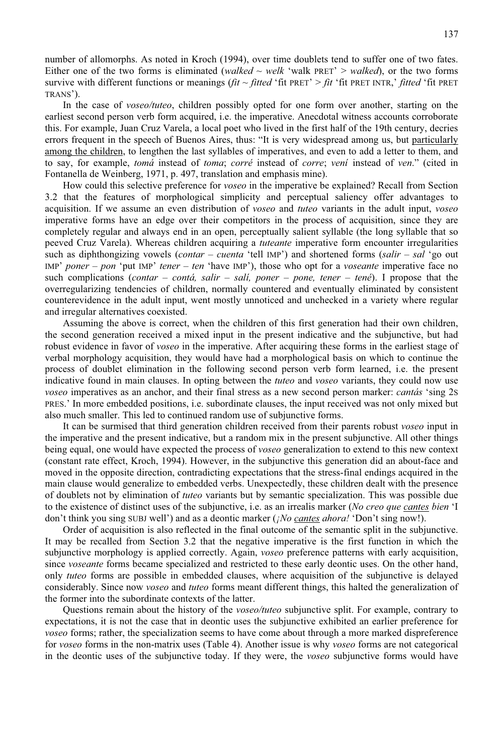number of allomorphs. As noted in Kroch (1994), over time doublets tend to suffer one of two fates. Either one of the two forms is eliminated (*walked* ~ *welk* 'walk PRET' > *walked*), or the two forms survive with different functions or meanings (*fit* ~ *fitted* 'fit PRET' > *fit* 'fit PRET INTR,' *fitted* 'fit PRET TRANS').

In the case of *voseo/tuteo*, children possibly opted for one form over another, starting on the earliest second person verb form acquired, i.e. the imperative. Anecdotal witness accounts corroborate this. For example, Juan Cruz Varela, a local poet who lived in the first half of the 19th century, decries errors frequent in the speech of Buenos Aires, thus: "It is very widespread among us, but <u>particularly among the children</u>, to lengthen the last syllables of imperatives, and even to add a letter to them, and to say, for example, *tomá* instead of *toma*; *corré* instead of *corre*; *vení* instead of *ven*." (cited in Fontanella de Weinberg, 1971, p. 497, translation and emphasis mine).

How could this selective preference for *voseo* in the imperative be explained? Recall from Section 3.2 that the features of morphological simplicity and perceptual saliency offer advantages to acquisition. If we assume an even distribution of *voseo* and *tuteo* variants in the adult input, *voseo* imperative forms have an edge over their competitors in the process of acquisition, since they are completely regular and always end in an open, perceptually salient syllable (the long syllable that so peeved Cruz Varela). Whereas children acquiring a *tuteante* imperative form encounter irregularities such as diphthongizing vowels (*contar* – *cuenta* 'tell IMP') and shortened forms (*salir* – *sal* 'go out IMP' *poner* – *pon* 'put IMP' *tener* – *ten* 'have IMP'), those who opt for a *voseante* imperative face no such complications (*contar* – *contá, salir* – *salí, poner* – *pone, tener* – *tené*). I propose that the overregularizing tendencies of children, normally countered and eventually eliminated by consistent counterevidence in the adult input, went mostly unnoticed and unchecked in a variety where regular and irregular alternatives coexisted.

Assuming the above is correct, when the children of this first generation had their own children, the second generation received a mixed input in the present indicative and the subjunctive, but had robust evidence in favor of *voseo* in the imperative. After acquiring these forms in the earliest stage of verbal morphology acquisition, they would have had a morphological basis on which to continue the process of doublet elimination in the following second person verb form learned, i.e. the present indicative found in main clauses. In opting between the *tuteo* and *voseo* variants, they could now use *voseo* imperatives as an anchor, and their final stress as a new second person marker: *cantás* 'sing 2S PRES.' In more embedded positions, i.e. subordinate clauses, the input received was not only mixed but also much smaller. This led to continued random use of subjunctive forms.

It can be surmised that third generation children received from their parents robust *voseo* input in the imperative and the present indicative, but a random mix in the present subjunctive. All other things being equal, one would have expected the process of *voseo* generalization to extend to this new context (constant rate effect, Kroch, 1994). However, in the subjunctive this generation did an about-face and moved in the opposite direction, contradicting expectations that the stress-final endings acquired in the main clause would generalize to embedded verbs. Unexpectedly, these children dealt with the presence of doublets not by elimination of *tuteo* variants but by semantic specialization. This was possible due to the existence of distinct uses of the subjunctive, i.e. as an irrealis marker (*No creo que <u>cantes</u> bien* 'I don't think you sing SUBJ well') and as a deontic marker (*¡No <u>cantes</u> ahora!* 'Don't sing now!).

Order of acquisition is also reflected in the final outcome of the semantic split in the subjunctive. It may be recalled from Section 3.2 that the negative imperative is the first function in which the subjunctive morphology is applied correctly. Again, *voseo* preference patterns with early acquisition, since *voseante* forms became specialized and restricted to these early deontic uses. On the other hand, only *tuteo* forms are possible in embedded clauses, where acquisition of the subjunctive is delayed considerably. Since now *voseo* and *tuteo* forms meant different things, this halted the generalization of the former into the subordinate contexts of the latter.

Questions remain about the history of the *voseo/tuteo* subjunctive split. For example, contrary to expectations, it is not the case that in deontic uses the subjunctive exhibited an earlier preference for *voseo* forms; rather, the specialization seems to have come about through a more marked dispreference for *voseo* forms in the non-matrix uses (Table 4). Another issue is why *voseo* forms are not categorical in the deontic uses of the subjunctive today. If they were, the *voseo* subjunctive forms would have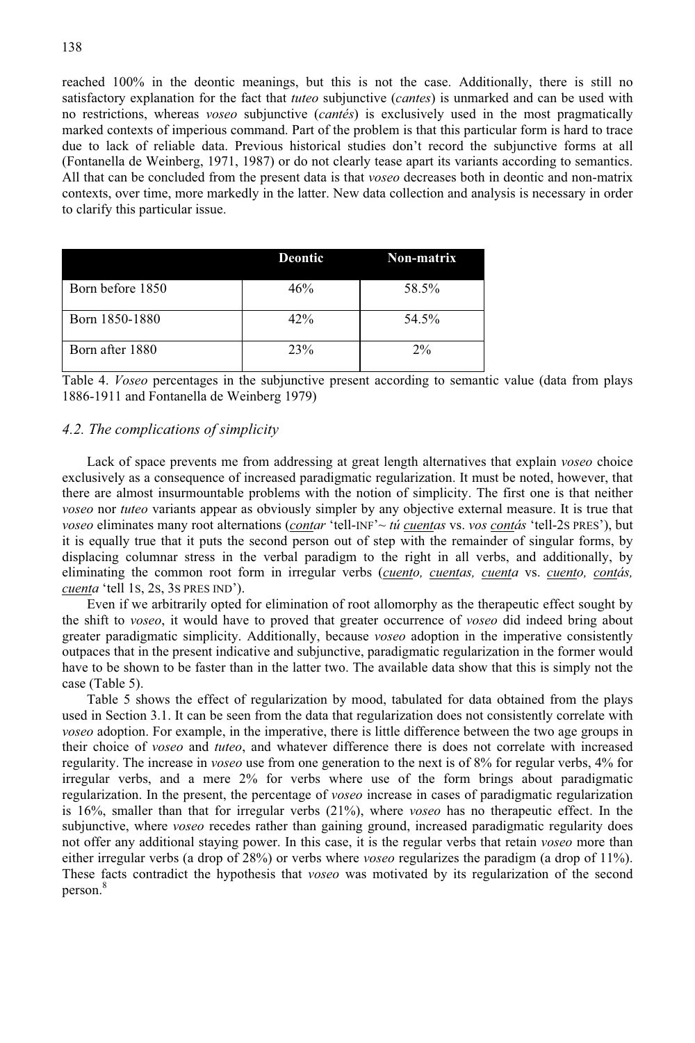reached 100% in the deontic meanings, but this is not the case. Additionally, there is still no satisfactory explanation for the fact that *tuteo* subjunctive (*cantes*) is unmarked and can be used with no restrictions, whereas *voseo* subjunctive (*cantés*) is exclusively used in the most pragmatically marked contexts of imperious command. Part of the problem is that this particular form is hard to trace due to lack of reliable data. Previous historical studies don't record the subjunctive forms at all (Fontanella de Weinberg, 1971, 1987) or do not clearly tease apart its variants according to semantics. All that can be concluded from the present data is that *voseo* decreases both in deontic and non-matrix contexts, over time, more markedly in the latter. New data collection and analysis is necessary in order to clarify this particular issue.

| | Deontic | Non-matrix |
|---|---|---|
| Born before 1850 | 46% | 58.5% |
| Born 1850-1880 | 42% | 54.5% |
| Born after 1880 | 23% | 2% |

Table 4. *Voseo* percentages in the subjunctive present according to semantic value (data from plays 1886-1911 and Fontanella de Weinberg 1979)

### *4.2. The complications of simplicity*

Lack of space prevents me from addressing at great length alternatives that explain *voseo* choice exclusively as a consequence of increased paradigmatic regularization. It must be noted, however, that there are almost insurmountable problems with the notion of simplicity. The first one is that neither *voseo* nor *tuteo* variants appear as obviously simpler by any objective external measure. It is true that *voseo* eliminates many root alternations (*contar* 'tell-INF'~ *tú cuentas* vs. *vos contás* 'tell-2S PRES'), but it is equally true that it puts the second person out of step with the remainder of singular forms, by displacing columnar stress in the verbal paradigm to the right in all verbs, and additionally, by eliminating the common root form in irregular verbs (*cuento, cuentas, cuenta* vs. *cuento, contás, cuenta* 'tell 1S, 2S, 3S PRES IND').

Even if we arbitrarily opted for elimination of root allomorphy as the therapeutic effect sought by the shift to *voseo*, it would have to proved that greater occurrence of *voseo* did indeed bring about greater paradigmatic simplicity. Additionally, because *voseo* adoption in the imperative consistently outpaces that in the present indicative and subjunctive, paradigmatic regularization in the former would have to be shown to be faster than in the latter two. The available data show that this is simply not the case (Table 5).

Table 5 shows the effect of regularization by mood, tabulated for data obtained from the plays used in Section 3.1. It can be seen from the data that regularization does not consistently correlate with *voseo* adoption. For example, in the imperative, there is little difference between the two age groups in their choice of *voseo* and *tuteo*, and whatever difference there is does not correlate with increased regularity. The increase in *voseo* use from one generation to the next is of 8% for regular verbs, 4% for irregular verbs, and a mere 2% for verbs where use of the form brings about paradigmatic regularization. In the present, the percentage of *voseo* increase in cases of paradigmatic regularization is 16%, smaller than that for irregular verbs (21%), where *voseo* has no therapeutic effect. In the subjunctive, where *voseo* recedes rather than gaining ground, increased paradigmatic regularity does not offer any additional staying power. In this case, it is the regular verbs that retain *voseo* more than either irregular verbs (a drop of 28%) or verbs where *voseo* regularizes the paradigm (a drop of 11%). These facts contradict the hypothesis that *voseo* was motivated by its regularization of the second person.[8]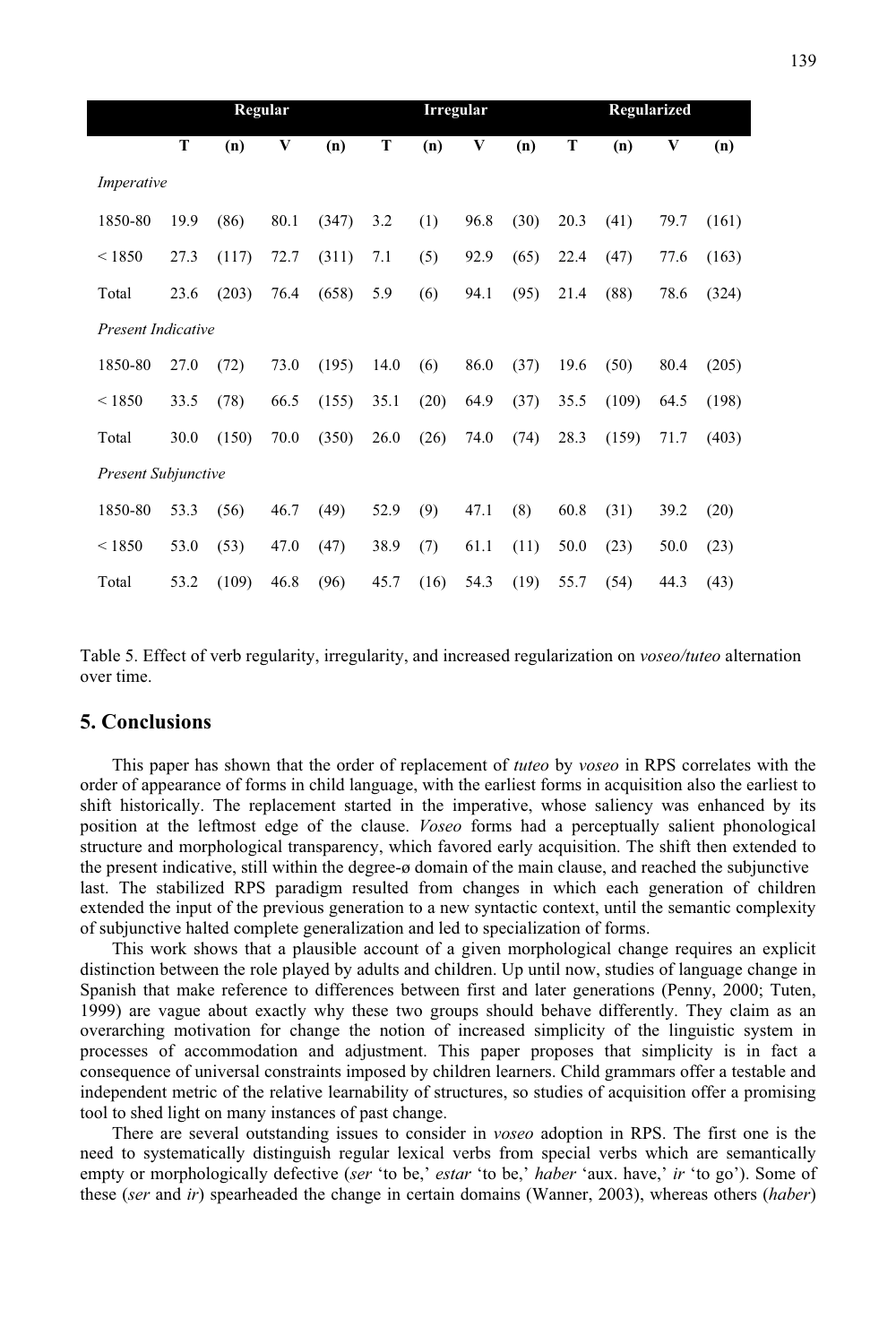| | Regular | | | | Irregular | | | | Regularized | | | |
|---|---|---|---|---|---|---|---|---|---|---|---|---|
| | T | (n) | V | (n) | T | (n) | V | (n) | T | (n) | V | (n) |
| *Imperative* | | | | | | | | | | | | |
| 1850-80 | 19.9 | (86) | 80.1 | (347) | 3.2 | (1) | 96.8 | (30) | 20.3 | (41) | 79.7 | (161) |
| < 1850 | 27.3 | (117) | 72.7 | (311) | 7.1 | (5) | 92.9 | (65) | 22.4 | (47) | 77.6 | (163) |
| Total | 23.6 | (203) | 76.4 | (658) | 5.9 | (6) | 94.1 | (95) | 21.4 | (88) | 78.6 | (324) |
| *Present Indicative* | | | | | | | | | | | | |
| 1850-80 | 27.0 | (72) | 73.0 | (195) | 14.0 | (6) | 86.0 | (37) | 19.6 | (50) | 80.4 | (205) |
| < 1850 | 33.5 | (78) | 66.5 | (155) | 35.1 | (20) | 64.9 | (37) | 35.5 | (109) | 64.5 | (198) |
| Total | 30.0 | (150) | 70.0 | (350) | 26.0 | (26) | 74.0 | (74) | 28.3 | (159) | 71.7 | (403) |
| *Present Subjunctive* | | | | | | | | | | | | |
| 1850-80 | 53.3 | (56) | 46.7 | (49) | 52.9 | (9) | 47.1 | (8) | 60.8 | (31) | 39.2 | (20) |
| < 1850 | 53.0 | (53) | 47.0 | (47) | 38.9 | (7) | 61.1 | (11) | 50.0 | (23) | 50.0 | (23) |
| Total | 53.2 | (109) | 46.8 | (96) | 45.7 | (16) | 54.3 | (19) | 55.7 | (54) | 44.3 | (43) |

Table 5. Effect of verb regularity, irregularity, and increased regularization on *voseo/tuteo* alternation over time.

## 5. Conclusions

This paper has shown that the order of replacement of *tuteo* by *voseo* in RPS correlates with the order of appearance of forms in child language, with the earliest forms in acquisition also the earliest to shift historically. The replacement started in the imperative, whose saliency was enhanced by its position at the leftmost edge of the clause. *Voseo* forms had a perceptually salient phonological structure and morphological transparency, which favored early acquisition. The shift then extended to the present indicative, still within the degree-ø domain of the main clause, and reached the subjunctive last. The stabilized RPS paradigm resulted from changes in which each generation of children extended the input of the previous generation to a new syntactic context, until the semantic complexity of subjunctive halted complete generalization and led to specialization of forms.

This work shows that a plausible account of a given morphological change requires an explicit distinction between the role played by adults and children. Up until now, studies of language change in Spanish that make reference to differences between first and later generations (Penny, 2000; Tuten, 1999) are vague about exactly why these two groups should behave differently. They claim as an overarching motivation for change the notion of increased simplicity of the linguistic system in processes of accommodation and adjustment. This paper proposes that simplicity is in fact a consequence of universal constraints imposed by children learners. Child grammars offer a testable and independent metric of the relative learnability of structures, so studies of acquisition offer a promising tool to shed light on many instances of past change.

There are several outstanding issues to consider in *voseo* adoption in RPS. The first one is the need to systematically distinguish regular lexical verbs from special verbs which are semantically empty or morphologically defective (*ser* 'to be,' *estar* 'to be,' *haber* 'aux. have,' *ir* 'to go'). Some of these (*ser* and *ir*) spearheaded the change in certain domains (Wanner, 2003), whereas others (*haber*)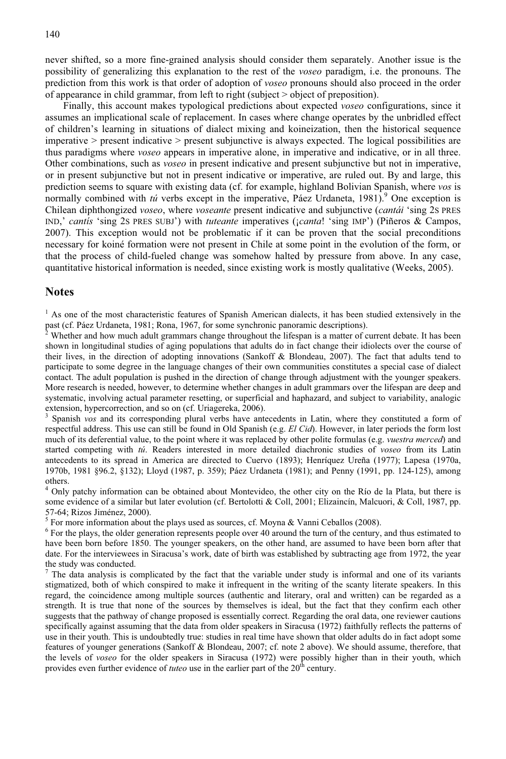never shifted, so a more fine-grained analysis should consider them separately. Another issue is the possibility of generalizing this explanation to the rest of the *voseo* paradigm, i.e. the pronouns. The prediction from this work is that order of adoption of *voseo* pronouns should also proceed in the order of appearance in child grammar, from left to right (subject > object of preposition).

Finally, this account makes typological predictions about expected *voseo* configurations, since it assumes an implicational scale of replacement. In cases where change operates by the unbridled effect of children's learning in situations of dialect mixing and koineization, then the historical sequence imperative > present indicative > present subjunctive is always expected. The logical possibilities are thus paradigms where *voseo* appears in imperative alone, in imperative and indicative, or in all three. Other combinations, such as *voseo* in present indicative and present subjunctive but not in imperative, or in present subjunctive but not in present indicative or imperative, are ruled out. By and large, this prediction seems to square with existing data (cf. for example, highland Bolivian Spanish, where *vos* is normally combined with *tú* verbs except in the imperative, Páez Urdaneta, 1981).[9] One exception is Chilean diphthongized *voseo*, where *voseante* present indicative and subjunctive (*cantái* 'sing 2S PRES IND,' *cantís* 'sing 2S PRES SUBJ') with *tuteante* imperatives (¡*canta*! 'sing IMP') (Piñeros & Campos, 2007). This exception would not be problematic if it can be proven that the social preconditions necessary for koiné formation were not present in Chile at some point in the evolution of the form, or that the process of child-fueled change was somehow halted by pressure from above. In any case, quantitative historical information is needed, since existing work is mostly qualitative (Weeks, 2005).

## Notes

[1] As one of the most characteristic features of Spanish American dialects, it has been studied extensively in the past (cf. Páez Urdaneta, 1981; Rona, 1967, for some synchronic panoramic descriptions).

[2] Whether and how much adult grammars change throughout the lifespan is a matter of current debate. It has been shown in longitudinal studies of aging populations that adults do in fact change their idiolects over the course of their lives, in the direction of adopting innovations (Sankoff & Blondeau, 2007). The fact that adults tend to participate to some degree in the language changes of their own communities constitutes a special case of dialect contact. The adult population is pushed in the direction of change through adjustment with the younger speakers. More research is needed, however, to determine whether changes in adult grammars over the lifespan are deep and systematic, involving actual parameter resetting, or superficial and haphazard, and subject to variability, analogic extension, hypercorrection, and so on (cf. Uriagereka, 2006).

[3] Spanish *vos* and its corresponding plural verbs have antecedents in Latin, where they constituted a form of respectful address. This use can still be found in Old Spanish (e.g. *El Cid*). However, in later periods the form lost much of its deferential value, to the point where it was replaced by other polite formulas (e.g. *vuestra merced*) and started competing with *tú*. Readers interested in more detailed diachronic studies of *voseo* from its Latin antecedents to its spread in America are directed to Cuervo (1893); Henríquez Ureña (1977); Lapesa (1970a, 1970b, 1981 §96.2, §132); Lloyd (1987, p. 359); Páez Urdaneta (1981); and Penny (1991, pp. 124-125), among others.

[4] Only patchy information can be obtained about Montevideo, the other city on the Río de la Plata, but there is some evidence of a similar but later evolution (cf. Bertolotti & Coll, 2001; Elizaincín, Malcuori, & Coll, 1987, pp. 57-64; Rizos Jiménez, 2000).

[5] For more information about the plays used as sources, cf. Moyna & Vanni Ceballos (2008).

[6] For the plays, the older generation represents people over 40 around the turn of the century, and thus estimated to have been born before 1850. The younger speakers, on the other hand, are assumed to have been born after that date. For the interviewees in Siracusa's work, date of birth was established by subtracting age from 1972, the year the study was conducted.

[7] The data analysis is complicated by the fact that the variable under study is informal and one of its variants stigmatized, both of which conspired to make it infrequent in the writing of the scanty literate speakers. In this regard, the coincidence among multiple sources (authentic and literary, oral and written) can be regarded as a strength. It is true that none of the sources by themselves is ideal, but the fact that they confirm each other suggests that the pathway of change proposed is essentially correct. Regarding the oral data, one reviewer cautions specifically against assuming that the data from older speakers in Siracusa (1972) faithfully reflects the patterns of use in their youth. This is undoubtedly true: studies in real time have shown that older adults do in fact adopt some features of younger generations (Sankoff & Blondeau, 2007; cf. note 2 above). We should assume, therefore, that the levels of *voseo* for the older speakers in Siracusa (1972) were possibly higher than in their youth, which provides even further evidence of *tuteo* use in the earlier part of the 20th century.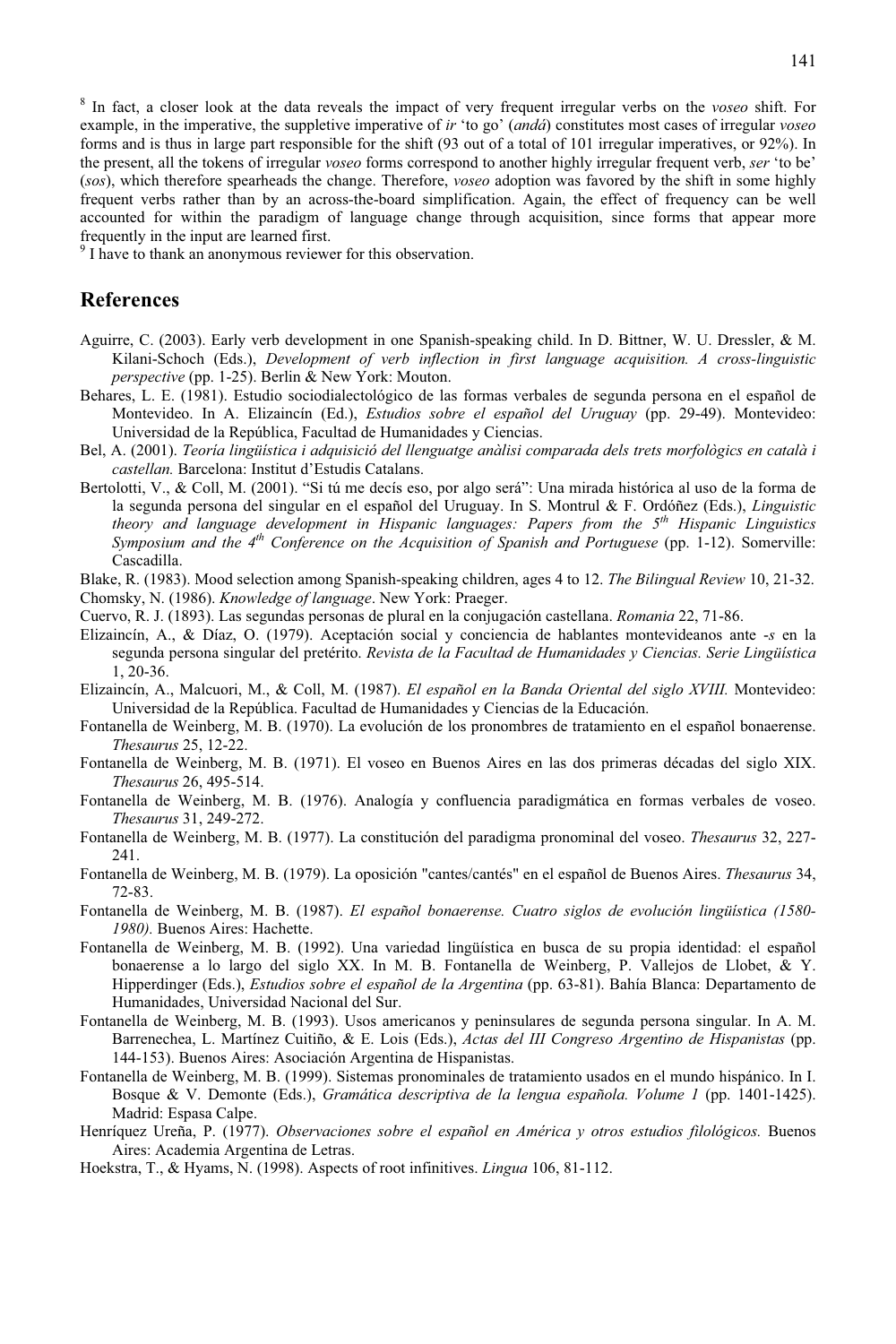[8] In fact, a closer look at the data reveals the impact of very frequent irregular verbs on the *voseo* shift. For example, in the imperative, the suppletive imperative of *ir* 'to go' (*andá*) constitutes most cases of irregular *voseo* forms and is thus in large part responsible for the shift (93 out of a total of 101 irregular imperatives, or 92%). In the present, all the tokens of irregular *voseo* forms correspond to another highly irregular frequent verb, *ser* 'to be' (*sos*), which therefore spearheads the change. Therefore, *voseo* adoption was favored by the shift in some highly frequent verbs rather than by an across-the-board simplification. Again, the effect of frequency can be well accounted for within the paradigm of language change through acquisition, since forms that appear more frequently in the input are learned first.

[9] I have to thank an anonymous reviewer for this observation.

## References

Aguirre, C. (2003). Early verb development in one Spanish-speaking child. In D. Bittner, W. U. Dressler, & M. Kilani-Schoch (Eds.), *Development of verb inflection in first language acquisition. A cross-linguistic perspective* (pp. 1-25). Berlin & New York: Mouton.

Behares, L. E. (1981). Estudio sociodialectológico de las formas verbales de segunda persona en el español de Montevideo. In A. Elizaincín (Ed.), *Estudios sobre el español del Uruguay* (pp. 29-49). Montevideo: Universidad de la República, Facultad de Humanidades y Ciencias.

Bel, A. (2001). *Teoría lingüística i adquisició del llenguatge anàlisi comparada dels trets morfològics en català i castellan.* Barcelona: Institut d'Estudis Catalans.

Bertolotti, V., & Coll, M. (2001). "Si tú me decís eso, por algo será": Una mirada histórica al uso de la forma de la segunda persona del singular en el español del Uruguay. In S. Montrul & F. Ordóñez (Eds.), *Linguistic theory and language development in Hispanic languages: Papers from the 5th Hispanic Linguistics Symposium and the 4th Conference on the Acquisition of Spanish and Portuguese* (pp. 1-12). Somerville: Cascadilla.

Blake, R. (1983). Mood selection among Spanish-speaking children, ages 4 to 12. *The Bilingual Review* 10, 21-32.

Chomsky, N. (1986). *Knowledge of language*. New York: Praeger.

Cuervo, R. J. (1893). Las segundas personas de plural en la conjugación castellana. *Romania* 22, 71-86.

Elizaincín, A., & Díaz, O. (1979). Aceptación social y conciencia de hablantes montevideanos ante *-s* en la segunda persona singular del pretérito. *Revista de la Facultad de Humanidades y Ciencias. Serie Lingüística* 1, 20-36.

Elizaincín, A., Malcuori, M., & Coll, M. (1987). *El español en la Banda Oriental del siglo XVIII.* Montevideo: Universidad de la República. Facultad de Humanidades y Ciencias de la Educación.

Fontanella de Weinberg, M. B. (1970). La evolución de los pronombres de tratamiento en el español bonaerense. *Thesaurus* 25, 12-22.

Fontanella de Weinberg, M. B. (1971). El voseo en Buenos Aires en las dos primeras décadas del siglo XIX. *Thesaurus* 26, 495-514.

Fontanella de Weinberg, M. B. (1976). Analogía y confluencia paradigmática en formas verbales de voseo. *Thesaurus* 31, 249-272.

Fontanella de Weinberg, M. B. (1977). La constitución del paradigma pronominal del voseo. *Thesaurus* 32, 227-241.

Fontanella de Weinberg, M. B. (1979). La oposición "cantes/cantés" en el español de Buenos Aires. *Thesaurus* 34, 72-83.

Fontanella de Weinberg, M. B. (1987). *El español bonaerense. Cuatro siglos de evolución lingüística (1580-1980).* Buenos Aires: Hachette.

Fontanella de Weinberg, M. B. (1992). Una variedad lingüística en busca de su propia identidad: el español bonaerense a lo largo del siglo XX. In M. B. Fontanella de Weinberg, P. Vallejos de Llobet, & Y. Hipperdinger (Eds.), *Estudios sobre el español de la Argentina* (pp. 63-81). Bahía Blanca: Departamento de Humanidades, Universidad Nacional del Sur.

Fontanella de Weinberg, M. B. (1993). Usos americanos y peninsulares de segunda persona singular. In A. M. Barrenechea, L. Martínez Cuitiño, & E. Lois (Eds.), *Actas del III Congreso Argentino de Hispanistas* (pp. 144-153). Buenos Aires: Asociación Argentina de Hispanistas.

Fontanella de Weinberg, M. B. (1999). Sistemas pronominales de tratamiento usados en el mundo hispánico. In I. Bosque & V. Demonte (Eds.), *Gramática descriptiva de la lengua española. Volume 1* (pp. 1401-1425). Madrid: Espasa Calpe.

Henríquez Ureña, P. (1977). *Observaciones sobre el español en América y otros estudios filológicos.* Buenos Aires: Academia Argentina de Letras.

Hoekstra, T., & Hyams, N. (1998). Aspects of root infinitives. *Lingua* 106, 81-112.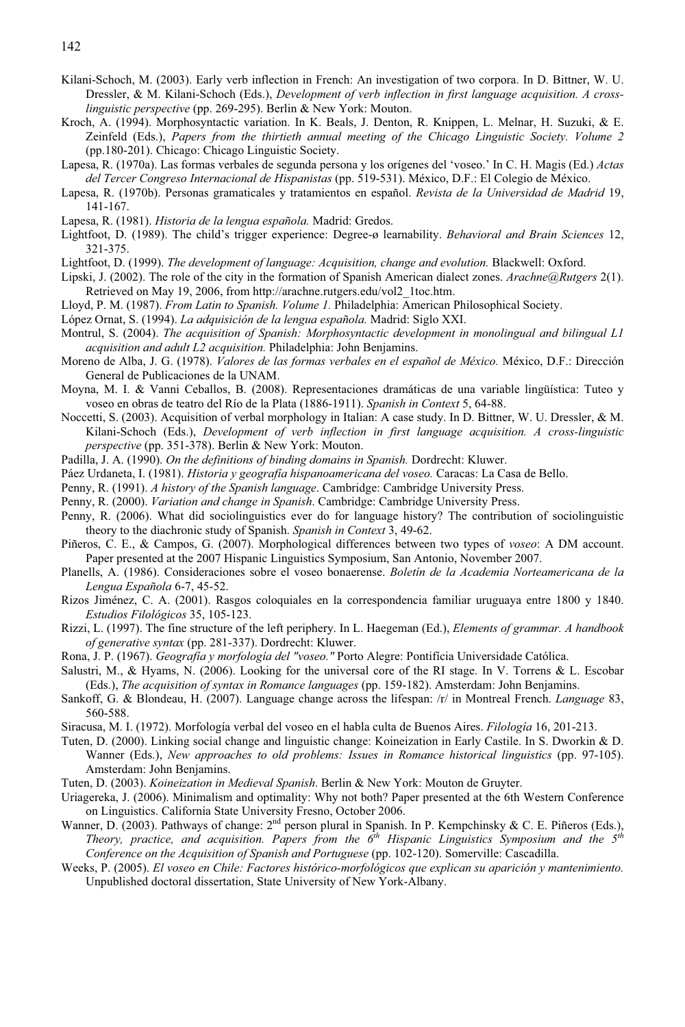Kilani-Schoch, M. (2003). Early verb inflection in French: An investigation of two corpora. In D. Bittner, W. U. Dressler, & M. Kilani-Schoch (Eds.), *Development of verb inflection in first language acquisition. A cross-linguistic perspective* (pp. 269-295). Berlin & New York: Mouton.

Kroch, A. (1994). Morphosyntactic variation. In K. Beals, J. Denton, R. Knippen, L. Melnar, H. Suzuki, & E. Zeinfeld (Eds.), *Papers from the thirtieth annual meeting of the Chicago Linguistic Society. Volume 2* (pp.180-201). Chicago: Chicago Linguistic Society.

Lapesa, R. (1970a). Las formas verbales de segunda persona y los orígenes del 'voseo.' In C. H. Magis (Ed.) *Actas del Tercer Congreso Internacional de Hispanistas* (pp. 519-531). México, D.F.: El Colegio de México.

Lapesa, R. (1970b). Personas gramaticales y tratamientos en español. *Revista de la Universidad de Madrid* 19, 141-167.

Lapesa, R. (1981). *Historia de la lengua española.* Madrid: Gredos.

Lightfoot, D. (1989). The child's trigger experience: Degree-ø learnability. *Behavioral and Brain Sciences* 12, 321-375.

Lightfoot, D. (1999). *The development of language: Acquisition, change and evolution.* Blackwell: Oxford.

Lipski, J. (2002). The role of the city in the formation of Spanish American dialect zones. *Arachne@Rutgers* 2(1). Retrieved on May 19, 2006, from http://arachne.rutgers.edu/vol2_1toc.htm.

Lloyd, P. M. (1987). *From Latin to Spanish. Volume 1.* Philadelphia: American Philosophical Society.

López Ornat, S. (1994). *La adquisición de la lengua española.* Madrid: Siglo XXI.

Montrul, S. (2004). *The acquisition of Spanish: Morphosyntactic development in monolingual and bilingual L1 acquisition and adult L2 acquisition.* Philadelphia: John Benjamins.

Moreno de Alba, J. G. (1978). *Valores de las formas verbales en el español de México.* México, D.F.: Dirección General de Publicaciones de la UNAM.

Moyna, M. I. & Vanni Ceballos, B. (2008). Representaciones dramáticas de una variable lingüística: Tuteo y voseo en obras de teatro del Río de la Plata (1886-1911). *Spanish in Context* 5, 64-88.

Noccetti, S. (2003). Acquisition of verbal morphology in Italian: A case study. In D. Bittner, W. U. Dressler, & M. Kilani-Schoch (Eds.), *Development of verb inflection in first language acquisition. A cross-linguistic perspective* (pp. 351-378). Berlin & New York: Mouton.

Padilla, J. A. (1990). *On the definitions of binding domains in Spanish.* Dordrecht: Kluwer.

Páez Urdaneta, I. (1981). *Historia y geografía hispanoamericana del voseo.* Caracas: La Casa de Bello.

Penny, R. (1991). *A history of the Spanish language*. Cambridge: Cambridge University Press.

Penny, R. (2000). *Variation and change in Spanish*. Cambridge: Cambridge University Press.

Penny, R. (2006). What did sociolinguistics ever do for language history? The contribution of sociolinguistic theory to the diachronic study of Spanish. *Spanish in Context* 3, 49-62.

Piñeros, C. E., & Campos, G. (2007). Morphological differences between two types of *voseo*: A DM account. Paper presented at the 2007 Hispanic Linguistics Symposium, San Antonio, November 2007.

Planells, A. (1986). Consideraciones sobre el voseo bonaerense. *Boletín de la Academia Norteamericana de la Lengua Española* 6-7, 45-52.

Rizos Jiménez, C. A. (2001). Rasgos coloquiales en la correspondencia familiar uruguaya entre 1800 y 1840. *Estudios Filológicos* 35, 105-123.

Rizzi, L. (1997). The fine structure of the left periphery. In L. Haegeman (Ed.), *Elements of grammar. A handbook of generative syntax* (pp. 281-337). Dordrecht: Kluwer.

Rona, J. P. (1967). *Geografía y morfología del "voseo."* Porto Alegre: Pontifícia Universidade Católica.

Salustri, M., & Hyams, N. (2006). Looking for the universal core of the RI stage. In V. Torrens & L. Escobar (Eds.), *The acquisition of syntax in Romance languages* (pp. 159-182). Amsterdam: John Benjamins.

Sankoff, G. & Blondeau, H. (2007). Language change across the lifespan: /r/ in Montreal French. *Language* 83, 560-588.

Siracusa, M. I. (1972). Morfología verbal del voseo en el habla culta de Buenos Aires. *Filología* 16, 201-213.

Tuten, D. (2000). Linking social change and linguistic change: Koineization in Early Castile. In S. Dworkin & D. Wanner (Eds.), *New approaches to old problems: Issues in Romance historical linguistics* (pp. 97-105). Amsterdam: John Benjamins.

Tuten, D. (2003). *Koineization in Medieval Spanish*. Berlin & New York: Mouton de Gruyter.

Uriagereka, J. (2006). Minimalism and optimality: Why not both? Paper presented at the 6th Western Conference on Linguistics. California State University Fresno, October 2006.

Wanner, D. (2003). Pathways of change: 2nd person plural in Spanish. In P. Kempchinsky & C. E. Piñeros (Eds.), *Theory, practice, and acquisition. Papers from the 6th Hispanic Linguistics Symposium and the 5th Conference on the Acquisition of Spanish and Portuguese* (pp. 102-120). Somerville: Cascadilla.

Weeks, P. (2005). *El voseo en Chile: Factores histórico-morfológicos que explican su aparición y mantenimiento.* Unpublished doctoral dissertation, State University of New York-Albany.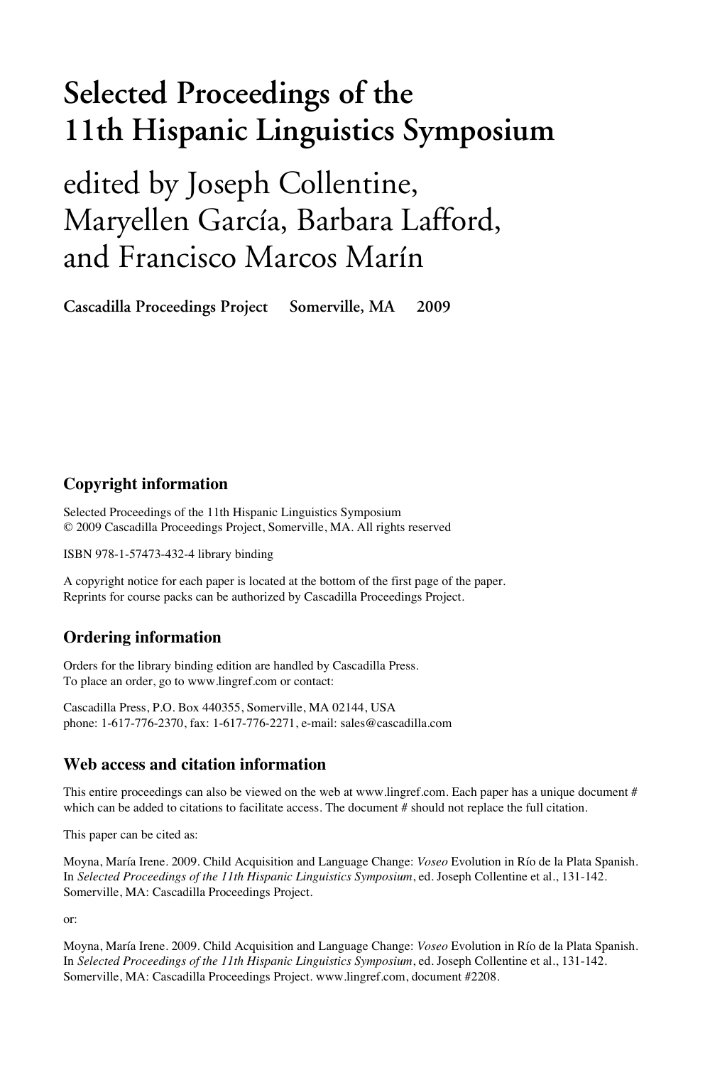# Selected Proceedings of the 11th Hispanic Linguistics Symposium

# edited by Joseph Collentine, Maryellen García, Barbara Lafford, and Francisco Marcos Marín

**Cascadilla Proceedings Project Somerville, MA 2009**

## Copyright information

Selected Proceedings of the 11th Hispanic Linguistics Symposium
© 2009 Cascadilla Proceedings Project, Somerville, MA. All rights reserved

ISBN 978-1-57473-432-4 library binding

A copyright notice for each paper is located at the bottom of the first page of the paper.
Reprints for course packs can be authorized by Cascadilla Proceedings Project.

## Ordering information

Orders for the library binding edition are handled by Cascadilla Press.
To place an order, go to www.lingref.com or contact:

Cascadilla Press, P.O. Box 440355, Somerville, MA 02144, USA
phone: 1-617-776-2370, fax: 1-617-776-2271, e-mail: sales@cascadilla.com

## Web access and citation information

This entire proceedings can also be viewed on the web at www.lingref.com. Each paper has a unique document # which can be added to citations to facilitate access. The document # should not replace the full citation.

This paper can be cited as:

Moyna, María Irene. 2009. Child Acquisition and Language Change: *Voseo* Evolution in Río de la Plata Spanish. In *Selected Proceedings of the 11th Hispanic Linguistics Symposium*, ed. Joseph Collentine et al., 131-142. Somerville, MA: Cascadilla Proceedings Project.

or:

Moyna, María Irene. 2009. Child Acquisition and Language Change: *Voseo* Evolution in Río de la Plata Spanish. In *Selected Proceedings of the 11th Hispanic Linguistics Symposium*, ed. Joseph Collentine et al., 131-142. Somerville, MA: Cascadilla Proceedings Project. www.lingref.com, document #2208.